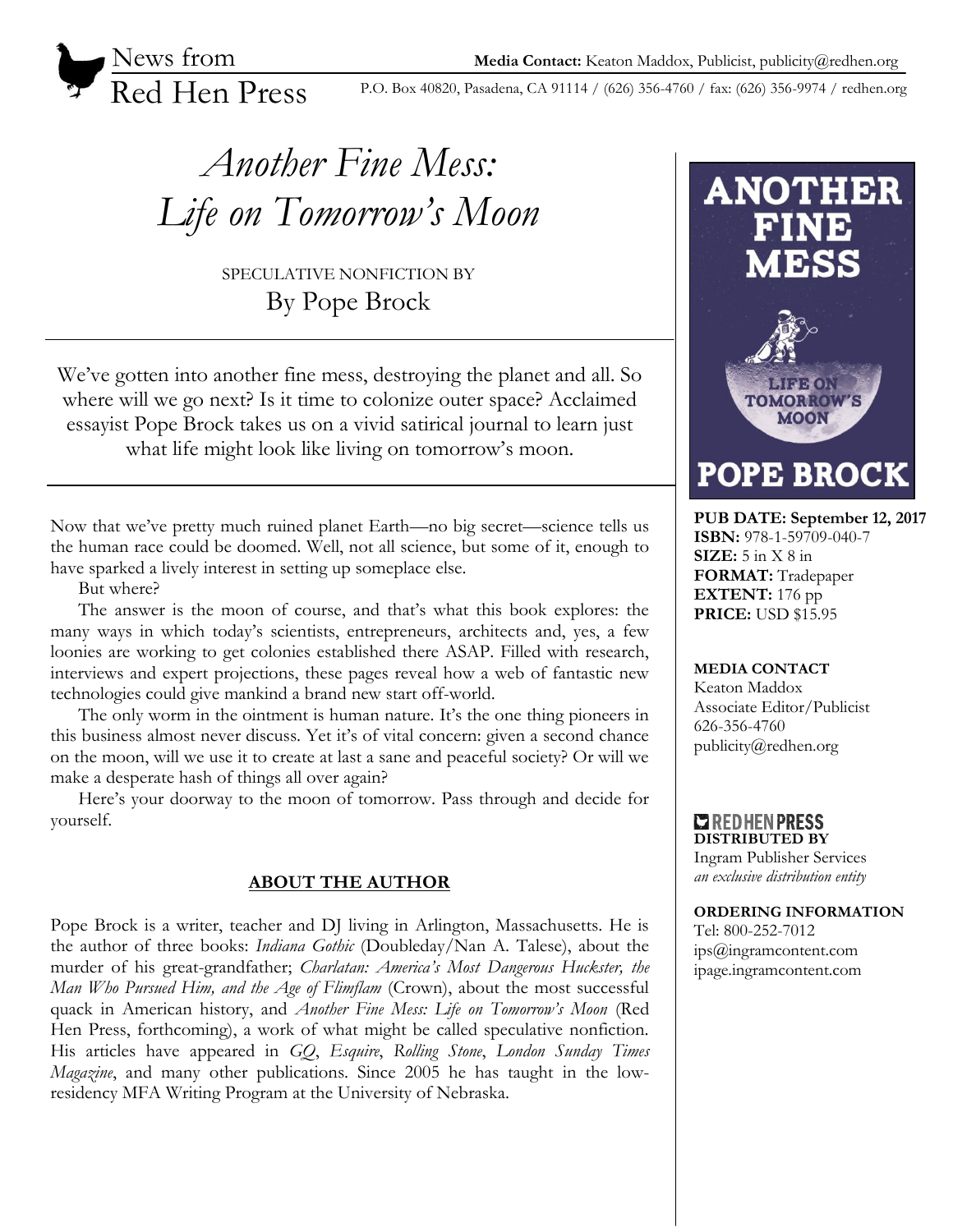News from Red Hen Press

**Media Contact:** Keaton Maddox, Publicist, publicity@redhen.org

P.O. Box 40820, Pasadena, CA 91114 / (626) 356-4760 / fax: (626) 356-9974 / redhen.org

# *Another Fine Mess: Life on Tomorrow's Moon*

SPECULATIVE NONFICTION BY

By Pope Brock

We've gotten into another fine mess, destroying the planet and all. So where will we go next? Is it time to colonize outer space? Acclaimed essayist Pope Brock takes us on a vivid satirical journal to learn just what life might look like living on tomorrow's moon.

Now that we've pretty much ruined planet Earth—no big secret—science tells us the human race could be doomed. Well, not all science, but some of it, enough to have sparked a lively interest in setting up someplace else.

But where?

The answer is the moon of course, and that's what this book explores: the many ways in which today's scientists, entrepreneurs, architects and, yes, a few loonies are working to get colonies established there ASAP. Filled with research, interviews and expert projections, these pages reveal how a web of fantastic new technologies could give mankind a brand new start off-world.

The only worm in the ointment is human nature. It's the one thing pioneers in this business almost never discuss. Yet it's of vital concern: given a second chance on the moon, will we use it to create at last a sane and peaceful society? Or will we make a desperate hash of things all over again?

Here's your doorway to the moon of tomorrow. Pass through and decide for yourself.

## ABOUT THE AUTHOR

Pope Brock is a writer, teacher and DJ living in Arlington, Massachusetts. He is the author of three books: *Indiana Gothic* (Doubleday/Nan A. Talese), about the murder of his great-grandfather; *Charlatan: America's Most Dangerous Huckster, the Man Who Pursued Him, and the Age of Flimflam* (Crown), about the most successful quack in American history, and *Another Fine Mess: Life on Tomorrow's Moon* (Red Hen Press, forthcoming), a work of what might be called speculative nonfiction. His articles have appeared in *GQ*, *Esquire*, *Rolling Stone*, *London Sunday Times Magazine*, and many other publications. Since 2005 he has taught in the low-residency MFA Writing Program at the University of Nebraska.

ANOTHER FINE MESS
LIFE ON TOMORROW'S MOON
POPE BROCK

**PUB DATE: September 12, 2017**
**ISBN:** 978-1-59709-040-7
**SIZE:** 5 in X 8 in
**FORMAT:** Tradepaper
**EXTENT:** 176 pp
**PRICE:** USD $15.95

**MEDIA CONTACT**
Keaton Maddox
Associate Editor/Publicist
626-356-4760
publicity@redhen.org

RED HEN PRESS
**DISTRIBUTED BY**
Ingram Publisher Services
*an exclusive distribution entity*

**ORDERING INFORMATION**
Tel: 800-252-7012
ips@ingramcontent.com
ipage.ingramcontent.com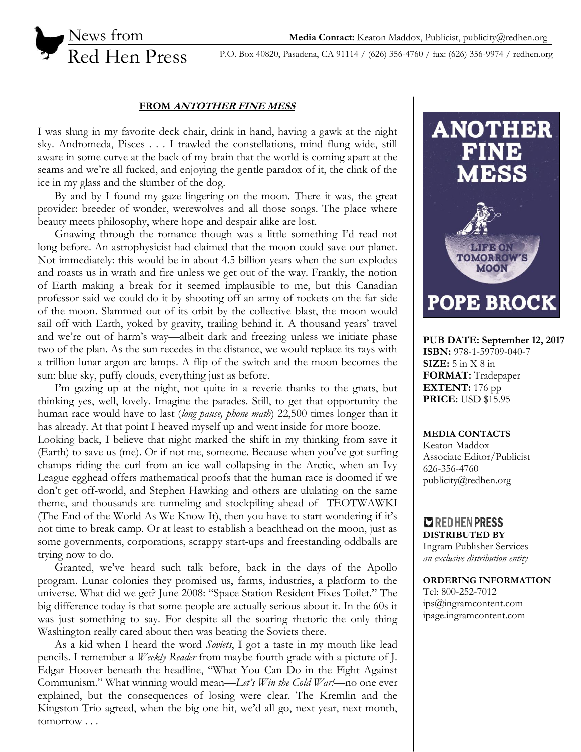News from Red Hen Press

**Media Contact:** Keaton Maddox, Publicist, publicity@redhen.org

P.O. Box 40820, Pasadena, CA 91114 / (626) 356-4760 / fax: (626) 356-9974 / redhen.org

**FROM *ANTOTHER FINE MESS***

I was slung in my favorite deck chair, drink in hand, having a gawk at the night sky. Andromeda, Pisces . . . I trawled the constellations, mind flung wide, still aware in some curve at the back of my brain that the world is coming apart at the seams and we're all fucked, and enjoying the gentle paradox of it, the clink of the ice in my glass and the slumber of the dog.

By and by I found my gaze lingering on the moon. There it was, the great provider: breeder of wonder, werewolves and all those songs. The place where beauty meets philosophy, where hope and despair alike are lost.

Gnawing through the romance though was a little something I'd read not long before. An astrophysicist had claimed that the moon could save our planet. Not immediately: this would be in about 4.5 billion years when the sun explodes and roasts us in wrath and fire unless we get out of the way. Frankly, the notion of Earth making a break for it seemed implausible to me, but this Canadian professor said we could do it by shooting off an army of rockets on the far side of the moon. Slammed out of its orbit by the collective blast, the moon would sail off with Earth, yoked by gravity, trailing behind it. A thousand years' travel and we're out of harm's way—albeit dark and freezing unless we initiate phase two of the plan. As the sun recedes in the distance, we would replace its rays with a trillion lunar argon arc lamps. A flip of the switch and the moon becomes the sun: blue sky, puffy clouds, everything just as before.

I'm gazing up at the night, not quite in a reverie thanks to the gnats, but thinking yes, well, lovely. Imagine the parades. Still, to get that opportunity the human race would have to last (*long pause, phone math*) 22,500 times longer than it has already. At that point I heaved myself up and went inside for more booze.

Looking back, I believe that night marked the shift in my thinking from save it (Earth) to save us (me). Or if not me, someone. Because when you've got surfing champs riding the curl from an ice wall collapsing in the Arctic, when an Ivy League egghead offers mathematical proofs that the human race is doomed if we don't get off-world, and Stephen Hawking and others are ululating on the same theme, and thousands are tunneling and stockpiling ahead of TEOTWAWKI (The End of the World As We Know It), then you have to start wondering if it's not time to break camp. Or at least to establish a beachhead on the moon, just as some governments, corporations, scrappy start-ups and freestanding oddballs are trying now to do.

Granted, we've heard such talk before, back in the days of the Apollo program. Lunar colonies they promised us, farms, industries, a platform to the universe. What did we get? June 2008: "Space Station Resident Fixes Toilet." The big difference today is that some people are actually serious about it. In the 60s it was just something to say. For despite all the soaring rhetoric the only thing Washington really cared about then was beating the Soviets there.

As a kid when I heard the word *Soviets*, I got a taste in my mouth like lead pencils. I remember a *Weekly Reader* from maybe fourth grade with a picture of J. Edgar Hoover beneath the headline, "What You Can Do in the Fight Against Communism." What winning would mean—*Let's Win the Cold War!*—no one ever explained, but the consequences of losing were clear. The Kremlin and the Kingston Trio agreed, when the big one hit, we'd all go, next year, next month, tomorrow . . .

ANOTHER FINE MESS

LIFE ON TOMORROW'S MOON

POPE BROCK

**PUB DATE: September 12, 2017**
**ISBN:** 978-1-59709-040-7
**SIZE:** 5 in X 8 in
**FORMAT:** Tradepaper
**EXTENT:** 176 pp
**PRICE:** USD $15.95

**MEDIA CONTACTS**
Keaton Maddox
Associate Editor/Publicist
626-356-4760
publicity@redhen.org

RED HEN PRESS
**DISTRIBUTED BY**
Ingram Publisher Services
*an exclusive distribution entity*

**ORDERING INFORMATION**
Tel: 800-252-7012
ips@ingramcontent.com
ipage.ingramcontent.com